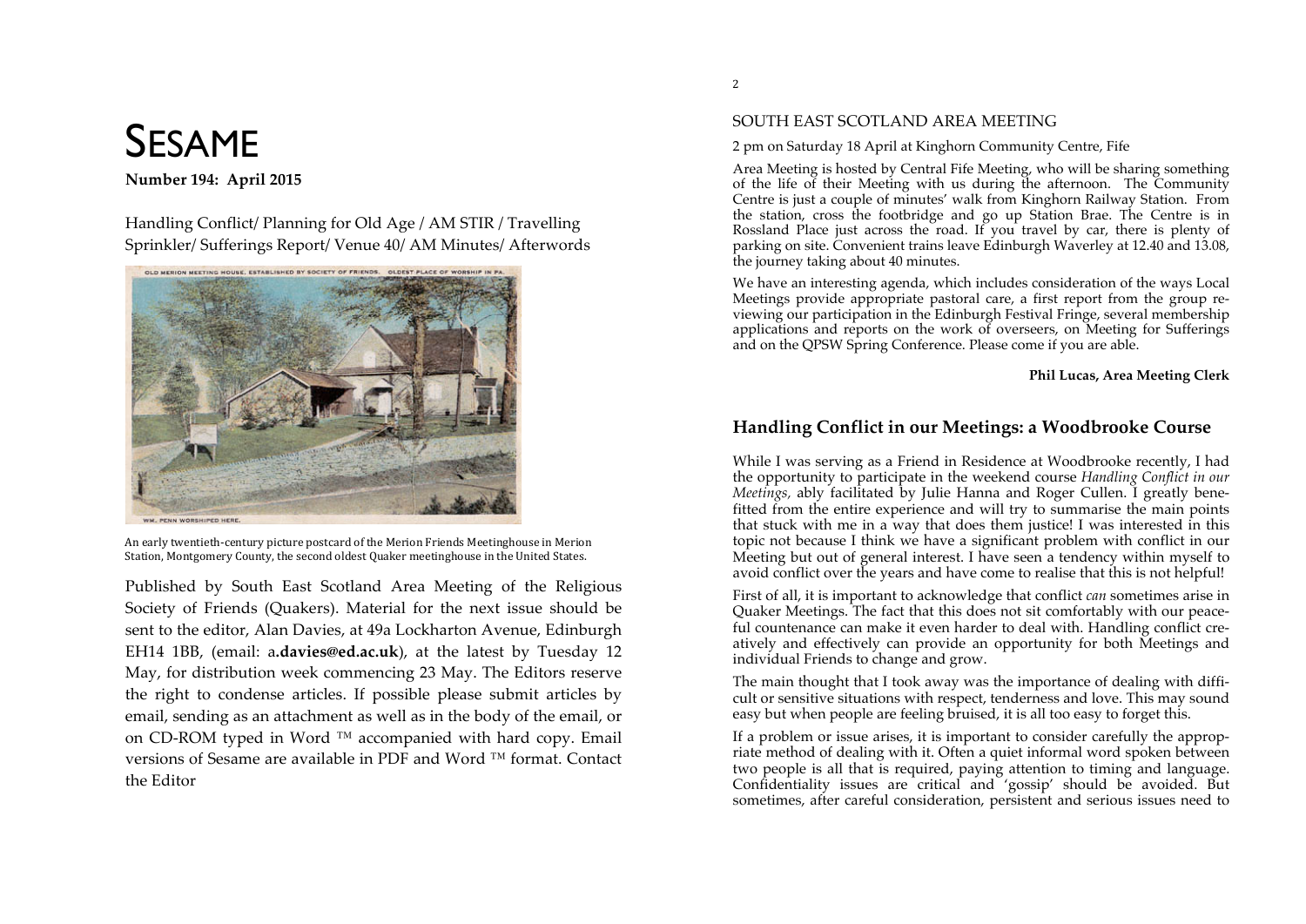# SESAME

**Number 194: April 2015**

Handling Conflict/ Planning for Old Age / AM STIR / Travelling Sprinkler/ Sufferings Report/ Venue 40/ AM Minutes/ Afterwords

An early twentieth-century picture postcard of the Merion Friends Meetinghouse in Merion Station, Montgomery County, the second oldest Quaker meetinghouse in the United States.

Published by South East Scotland Area Meeting of the Religious Society of Friends (Quakers). Material for the next issue should be sent to the editor, Alan Davies, at 49a Lockharton Avenue, Edinburgh EH14 1BB, (email: a**.davies@ed.ac.uk**), at the latest by Tuesday 12 May, for distribution week commencing 23 May. The Editors reserve the right to condense articles. If possible please submit articles by email, sending as an attachment as well as in the body of the email, or on CD-ROM typed in Word ™ accompanied with hard copy. Email versions of Sesame are available in PDF and Word ™ format. Contact the Editor

## SOUTH EAST SCOTLAND AREA MEETING

2 pm on Saturday 18 April at Kinghorn Community Centre, Fife

Area Meeting is hosted by Central Fife Meeting, who will be sharing something of the life of their Meeting with us during the afternoon. The Community Centre is just a couple of minutes' walk from Kinghorn Railway Station. From the station, cross the footbridge and go up Station Brae. The Centre is in Rossland Place just across the road. If you travel by car, there is plenty of parking on site. Convenient trains leave Edinburgh Waverley at 12.40 and 13.08, the journey taking about 40 minutes.

We have an interesting agenda, which includes consideration of the ways Local Meetings provide appropriate pastoral care, a first report from the group reviewing our participation in the Edinburgh Festival Fringe, several membership applications and reports on the work of overseers, on Meeting for Sufferings and on the QPSW Spring Conference. Please come if you are able.

**Phil Lucas, Area Meeting Clerk**

## Handling Conflict in our Meetings: a Woodbrooke Course

While I was serving as a Friend in Residence at Woodbrooke recently, I had the opportunity to participate in the weekend course *Handling Conflict in our Meetings,* ably facilitated by Julie Hanna and Roger Cullen. I greatly benefitted from the entire experience and will try to summarise the main points that stuck with me in a way that does them justice! I was interested in this topic not because I think we have a significant problem with conflict in our Meeting but out of general interest. I have seen a tendency within myself to avoid conflict over the years and have come to realise that this is not helpful!

First of all, it is important to acknowledge that conflict *can* sometimes arise in Quaker Meetings. The fact that this does not sit comfortably with our peaceful countenance can make it even harder to deal with. Handling conflict creatively and effectively can provide an opportunity for both Meetings and individual Friends to change and grow.

The main thought that I took away was the importance of dealing with difficult or sensitive situations with respect, tenderness and love. This may sound easy but when people are feeling bruised, it is all too easy to forget this.

If a problem or issue arises, it is important to consider carefully the appropriate method of dealing with it. Often a quiet informal word spoken between two people is all that is required, paying attention to timing and language. Confidentiality issues are critical and 'gossip' should be avoided. But sometimes, after careful consideration, persistent and serious issues need to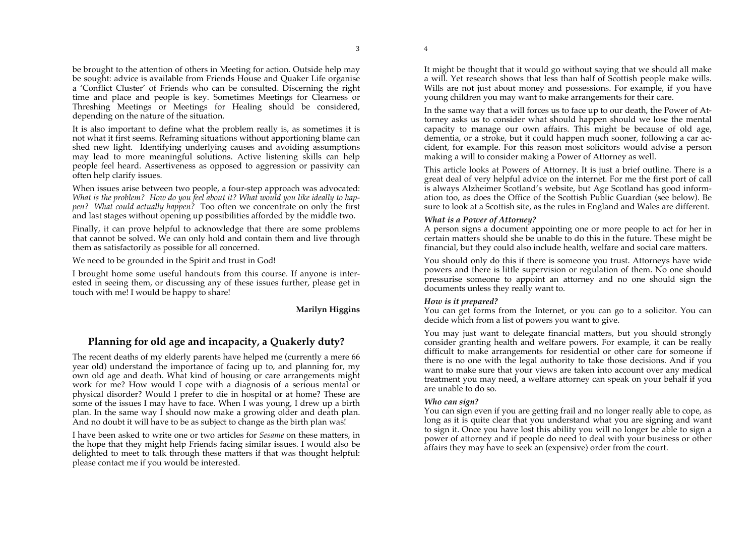be brought to the attention of others in Meeting for action. Outside help may be sought: advice is available from Friends House and Quaker Life organise a 'Conflict Cluster' of Friends who can be consulted. Discerning the right time and place and people is key. Sometimes Meetings for Clearness or Threshing Meetings or Meetings for Healing should be considered, depending on the nature of the situation.

It is also important to define what the problem really is, as sometimes it is not what it first seems. Reframing situations without apportioning blame can shed new light. Identifying underlying causes and avoiding assumptions may lead to more meaningful solutions. Active listening skills can help people feel heard. Assertiveness as opposed to aggression or passivity can often help clarify issues.

When issues arise between two people, a four-step approach was advocated: *What is the problem? How do you feel about it? What would you like ideally to happen? What could actually happen?* Too often we concentrate on only the first and last stages without opening up possibilities afforded by the middle two.

Finally, it can prove helpful to acknowledge that there are some problems that cannot be solved. We can only hold and contain them and live through them as satisfactorily as possible for all concerned.

We need to be grounded in the Spirit and trust in God!

I brought home some useful handouts from this course. If anyone is interested in seeing them, or discussing any of these issues further, please get in touch with me! I would be happy to share!

**Marilyn Higgins**

## Planning for old age and incapacity, a Quakerly duty?

The recent deaths of my elderly parents have helped me (currently a mere 66 year old) understand the importance of facing up to, and planning for, my own old age and death. What kind of housing or care arrangements might work for me? How would I cope with a diagnosis of a serious mental or physical disorder? Would I prefer to die in hospital or at home? These are some of the issues I may have to face. When I was young, I drew up a birth plan. In the same way I should now make a growing older and death plan. And no doubt it will have to be as subject to change as the birth plan was!

I have been asked to write one or two articles for *Sesame* on these matters, in the hope that they might help Friends facing similar issues. I would also be delighted to meet to talk through these matters if that was thought helpful: please contact me if you would be interested.

It might be thought that it would go without saying that we should all make a will. Yet research shows that less than half of Scottish people make wills. Wills are not just about money and possessions. For example, if you have young children you may want to make arrangements for their care.

In the same way that a will forces us to face up to our death, the Power of Attorney asks us to consider what should happen should we lose the mental capacity to manage our own affairs. This might be because of old age, dementia, or a stroke, but it could happen much sooner, following a car accident, for example. For this reason most solicitors would advise a person making a will to consider making a Power of Attorney as well.

This article looks at Powers of Attorney. It is just a brief outline. There is a great deal of very helpful advice on the internet. For me the first port of call is always Alzheimer Scotland's website, but Age Scotland has good information too, as does the Office of the Scottish Public Guardian (see below). Be sure to look at a Scottish site, as the rules in England and Wales are different.

### *What is a Power of Attorney?*

A person signs a document appointing one or more people to act for her in certain matters should she be unable to do this in the future. These might be financial, but they could also include health, welfare and social care matters.

You should only do this if there is someone you trust. Attorneys have wide powers and there is little supervision or regulation of them. No one should pressurise someone to appoint an attorney and no one should sign the documents unless they really want to.

### *How is it prepared?*

You can get forms from the Internet, or you can go to a solicitor. You can decide which from a list of powers you want to give.

You may just want to delegate financial matters, but you should strongly consider granting health and welfare powers. For example, it can be really difficult to make arrangements for residential or other care for someone if there is no one with the legal authority to take those decisions. And if you want to make sure that your views are taken into account over any medical treatment you may need, a welfare attorney can speak on your behalf if you are unable to do so.

### *Who can sign?*

You can sign even if you are getting frail and no longer really able to cope, as long as it is quite clear that you understand what you are signing and want to sign it. Once you have lost this ability you will no longer be able to sign a power of attorney and if people do need to deal with your business or other affairs they may have to seek an (expensive) order from the court.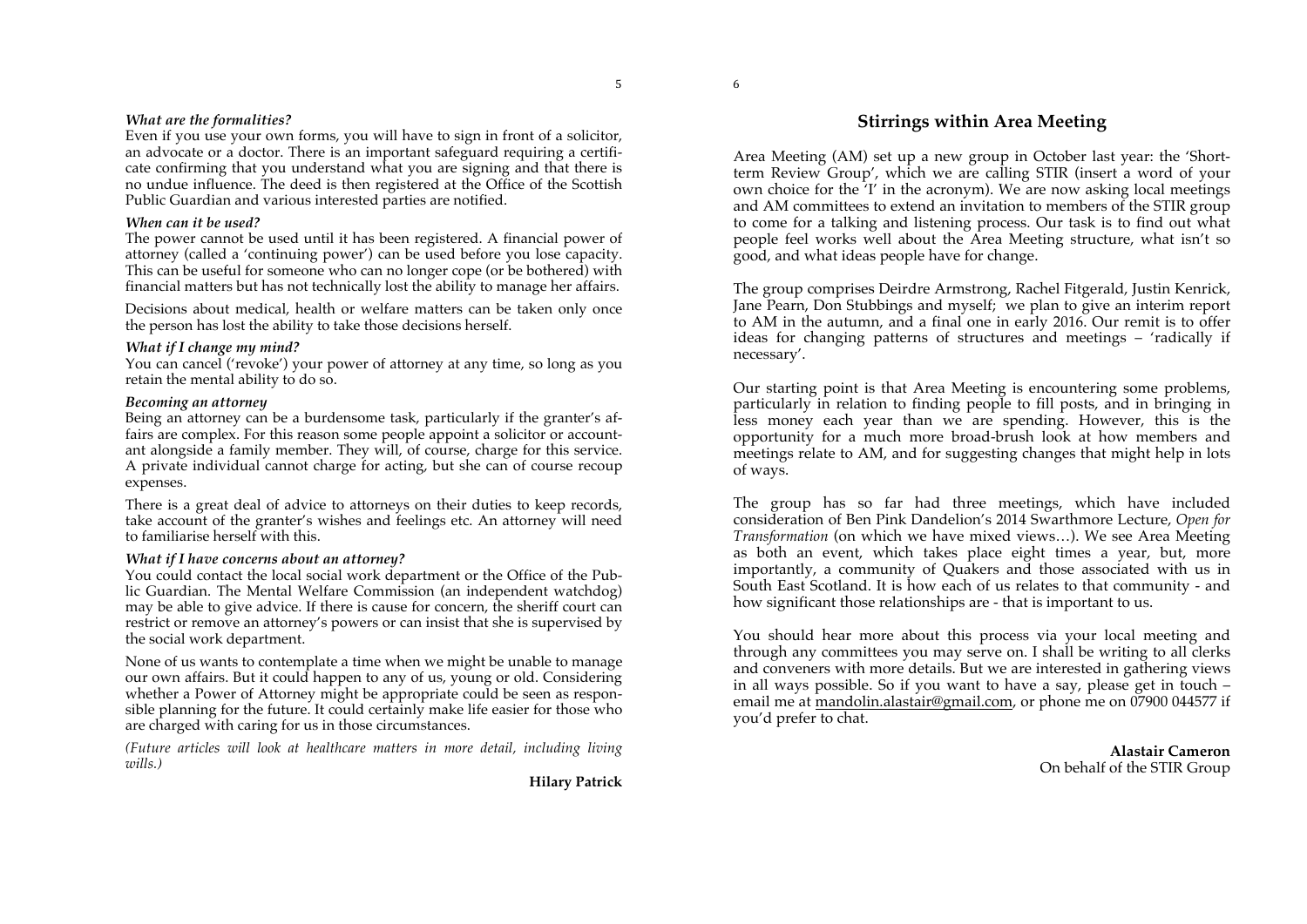***What are the formalities?***

Even if you use your own forms, you will have to sign in front of a solicitor, an advocate or a doctor. There is an important safeguard requiring a certificate confirming that you understand what you are signing and that there is no undue influence. The deed is then registered at the Office of the Scottish Public Guardian and various interested parties are notified.

***When can it be used?***

The power cannot be used until it has been registered. A financial power of attorney (called a 'continuing power') can be used before you lose capacity. This can be useful for someone who can no longer cope (or be bothered) with financial matters but has not technically lost the ability to manage her affairs.

Decisions about medical, health or welfare matters can be taken only once the person has lost the ability to take those decisions herself.

***What if I change my mind?***

You can cancel ('revoke') your power of attorney at any time, so long as you retain the mental ability to do so.

***Becoming an attorney***

Being an attorney can be a burdensome task, particularly if the granter's affairs are complex. For this reason some people appoint a solicitor or accountant alongside a family member. They will, of course, charge for this service. A private individual cannot charge for acting, but she can of course recoup expenses.

There is a great deal of advice to attorneys on their duties to keep records, take account of the granter's wishes and feelings etc. An attorney will need to familiarise herself with this.

***What if I have concerns about an attorney?***

You could contact the local social work department or the Office of the Public Guardian. The Mental Welfare Commission (an independent watchdog) may be able to give advice. If there is cause for concern, the sheriff court can restrict or remove an attorney's powers or can insist that she is supervised by the social work department.

None of us wants to contemplate a time when we might be unable to manage our own affairs. But it could happen to any of us, young or old. Considering whether a Power of Attorney might be appropriate could be seen as responsible planning for the future. It could certainly make life easier for those who are charged with caring for us in those circumstances.

*(Future articles will look at healthcare matters in more detail, including living wills.)*

**Hilary Patrick**

## Stirrings within Area Meeting

Area Meeting (AM) set up a new group in October last year: the 'Short-term Review Group', which we are calling STIR (insert a word of your own choice for the 'I' in the acronym). We are now asking local meetings and AM committees to extend an invitation to members of the STIR group to come for a talking and listening process. Our task is to find out what people feel works well about the Area Meeting structure, what isn't so good, and what ideas people have for change.

The group comprises Deirdre Armstrong, Rachel Fitgerald, Justin Kenrick, Jane Pearn, Don Stubbings and myself; we plan to give an interim report to AM in the autumn, and a final one in early 2016. Our remit is to offer ideas for changing patterns of structures and meetings – 'radically if necessary'.

Our starting point is that Area Meeting is encountering some problems, particularly in relation to finding people to fill posts, and in bringing in less money each year than we are spending. However, this is the opportunity for a much more broad-brush look at how members and meetings relate to AM, and for suggesting changes that might help in lots of ways.

The group has so far had three meetings, which have included consideration of Ben Pink Dandelion's 2014 Swarthmore Lecture, *Open for Transformation* (on which we have mixed views…). We see Area Meeting as both an event, which takes place eight times a year, but, more importantly, a community of Quakers and those associated with us in South East Scotland. It is how each of us relates to that community - and how significant those relationships are - that is important to us.

You should hear more about this process via your local meeting and through any committees you may serve on. I shall be writing to all clerks and conveners with more details. But we are interested in gathering views in all ways possible. So if you want to have a say, please get in touch – email me at mandolin.alastair@gmail.com, or phone me on 07900 044577 if you'd prefer to chat.

**Alastair Cameron**
On behalf of the STIR Group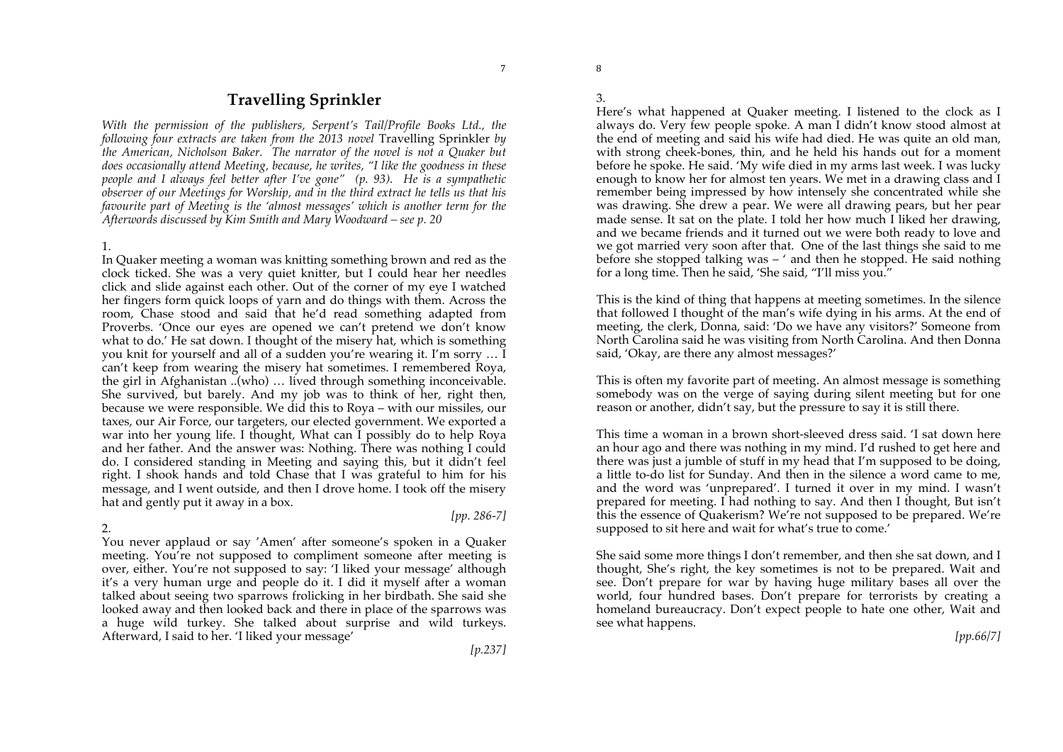# Travelling Sprinkler

*With the permission of the publishers, Serpent's Tail/Profile Books Ltd., the following four extracts are taken from the 2013 novel* Travelling Sprinkler *by the American, Nicholson Baker. The narrator of the novel is not a Quaker but does occasionally attend Meeting, because, he writes, "I like the goodness in these people and I always feel better after I've gone" (p. 93). He is a sympathetic observer of our Meetings for Worship, and in the third extract he tells us that his favourite part of Meeting is the 'almost messages' which is another term for the Afterwords discussed by Kim Smith and Mary Woodward – see p. 20*

1.

In Quaker meeting a woman was knitting something brown and red as the clock ticked. She was a very quiet knitter, but I could hear her needles click and slide against each other. Out of the corner of my eye I watched her fingers form quick loops of yarn and do things with them. Across the room, Chase stood and said that he'd read something adapted from Proverbs. 'Once our eyes are opened we can't pretend we don't know what to do.' He sat down. I thought of the misery hat, which is something you knit for yourself and all of a sudden you're wearing it. I'm sorry … I can't keep from wearing the misery hat sometimes. I remembered Roya, the girl in Afghanistan ..(who) … lived through something inconceivable. She survived, but barely. And my job was to think of her, right then, because we were responsible. We did this to Roya – with our missiles, our taxes, our Air Force, our targeters, our elected government. We exported a war into her young life. I thought, What can I possibly do to help Roya and her father. And the answer was: Nothing. There was nothing I could do. I considered standing in Meeting and saying this, but it didn't feel right. I shook hands and told Chase that I was grateful to him for his message, and I went outside, and then I drove home. I took off the misery hat and gently put it away in a box.

*[pp. 286-7]*

2.

You never applaud or say 'Amen' after someone's spoken in a Quaker meeting. You're not supposed to compliment someone after meeting is over, either. You're not supposed to say: 'I liked your message' although it's a very human urge and people do it. I did it myself after a woman talked about seeing two sparrows frolicking in her birdbath. She said she looked away and then looked back and there in place of the sparrows was a huge wild turkey. She talked about surprise and wild turkeys. Afterward, I said to her. 'I liked your message'

*[p.237]*

3.

Here's what happened at Quaker meeting. I listened to the clock as I always do. Very few people spoke. A man I didn't know stood almost at the end of meeting and said his wife had died. He was quite an old man, with strong cheek-bones, thin, and he held his hands out for a moment before he spoke. He said. 'My wife died in my arms last week. I was lucky enough to know her for almost ten years. We met in a drawing class and I remember being impressed by how intensely she concentrated while she was drawing. She drew a pear. We were all drawing pears, but her pear made sense. It sat on the plate. I told her how much I liked her drawing, and we became friends and it turned out we were both ready to love and we got married very soon after that. One of the last things she said to me before she stopped talking was – ' and then he stopped. He said nothing for a long time. Then he said, 'She said, "I'll miss you."

This is the kind of thing that happens at meeting sometimes. In the silence that followed I thought of the man's wife dying in his arms. At the end of meeting, the clerk, Donna, said: 'Do we have any visitors?' Someone from North Carolina said he was visiting from North Carolina. And then Donna said, 'Okay, are there any almost messages?'

This is often my favorite part of meeting. An almost message is something somebody was on the verge of saying during silent meeting but for one reason or another, didn't say, but the pressure to say it is still there.

This time a woman in a brown short-sleeved dress said. 'I sat down here an hour ago and there was nothing in my mind. I'd rushed to get here and there was just a jumble of stuff in my head that I'm supposed to be doing, a little to-do list for Sunday. And then in the silence a word came to me, and the word was 'unprepared'. I turned it over in my mind. I wasn't prepared for meeting. I had nothing to say. And then I thought, But isn't this the essence of Quakerism? We're not supposed to be prepared. We're supposed to sit here and wait for what's true to come.'

She said some more things I don't remember, and then she sat down, and I thought, She's right, the key sometimes is not to be prepared. Wait and see. Don't prepare for war by having huge military bases all over the world, four hundred bases. Don't prepare for terrorists by creating a homeland bureaucracy. Don't expect people to hate one other, Wait and see what happens.

*[pp.66/7]*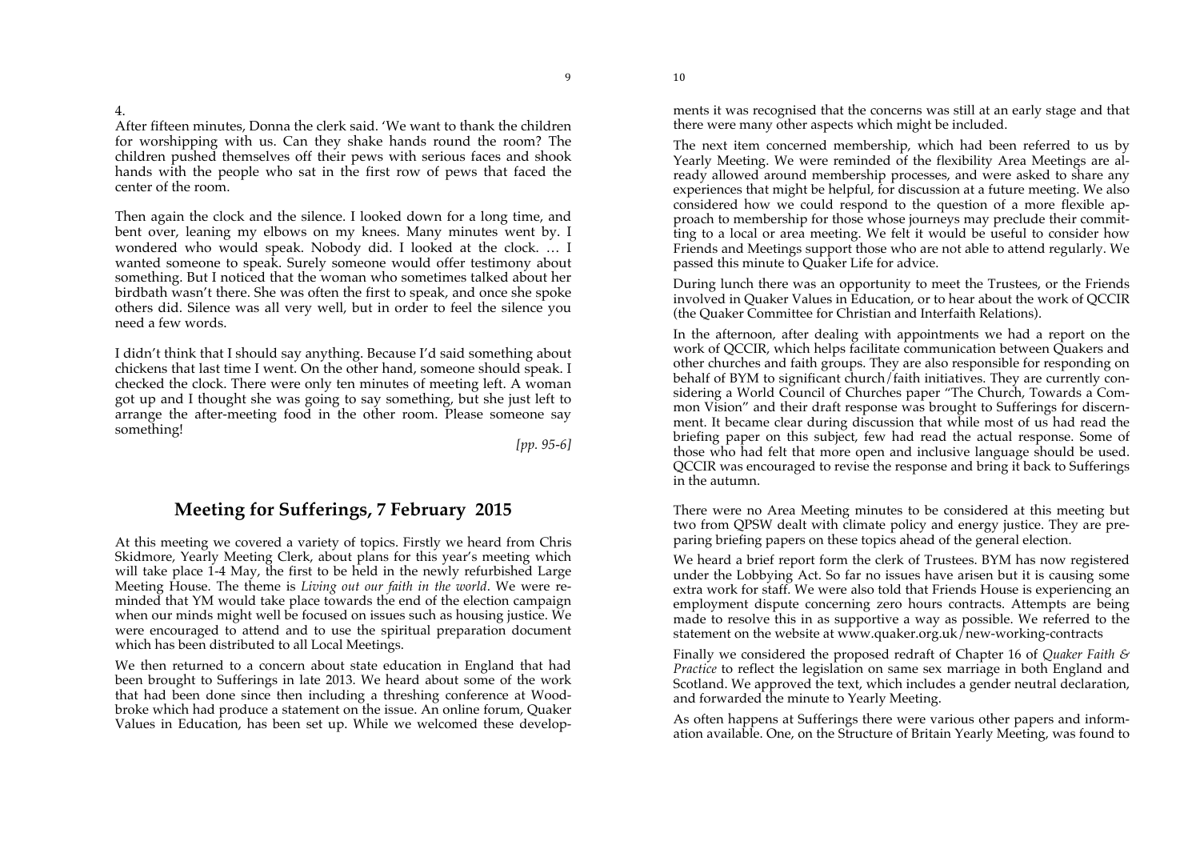4.

After fifteen minutes, Donna the clerk said. 'We want to thank the children for worshipping with us. Can they shake hands round the room? The children pushed themselves off their pews with serious faces and shook hands with the people who sat in the first row of pews that faced the center of the room.

Then again the clock and the silence. I looked down for a long time, and bent over, leaning my elbows on my knees. Many minutes went by. I wondered who would speak. Nobody did. I looked at the clock. … I wanted someone to speak. Surely someone would offer testimony about something. But I noticed that the woman who sometimes talked about her birdbath wasn't there. She was often the first to speak, and once she spoke others did. Silence was all very well, but in order to feel the silence you need a few words.

I didn't think that I should say anything. Because I'd said something about chickens that last time I went. On the other hand, someone should speak. I checked the clock. There were only ten minutes of meeting left. A woman got up and I thought she was going to say something, but she just left to arrange the after-meeting food in the other room. Please someone say something!

*[pp. 95-6]*

## Meeting for Sufferings, 7 February 2015

At this meeting we covered a variety of topics. Firstly we heard from Chris Skidmore, Yearly Meeting Clerk, about plans for this year's meeting which will take place 1-4 May, the first to be held in the newly refurbished Large Meeting House. The theme is *Living out our faith in the world*. We were reminded that YM would take place towards the end of the election campaign when our minds might well be focused on issues such as housing justice. We were encouraged to attend and to use the spiritual preparation document which has been distributed to all Local Meetings.

We then returned to a concern about state education in England that had been brought to Sufferings in late 2013. We heard about some of the work that had been done since then including a threshing conference at Woodbroke which had produce a statement on the issue. An online forum, Quaker Values in Education, has been set up. While we welcomed these developments it was recognised that the concerns was still at an early stage and that there were many other aspects which might be included.

The next item concerned membership, which had been referred to us by Yearly Meeting. We were reminded of the flexibility Area Meetings are already allowed around membership processes, and were asked to share any experiences that might be helpful, for discussion at a future meeting. We also considered how we could respond to the question of a more flexible approach to membership for those whose journeys may preclude their committing to a local or area meeting. We felt it would be useful to consider how Friends and Meetings support those who are not able to attend regularly. We passed this minute to Quaker Life for advice.

During lunch there was an opportunity to meet the Trustees, or the Friends involved in Quaker Values in Education, or to hear about the work of QCCIR (the Quaker Committee for Christian and Interfaith Relations).

In the afternoon, after dealing with appointments we had a report on the work of QCCIR, which helps facilitate communication between Quakers and other churches and faith groups. They are also responsible for responding on behalf of BYM to significant church/faith initiatives. They are currently considering a World Council of Churches paper "The Church, Towards a Common Vision" and their draft response was brought to Sufferings for discernment. It became clear during discussion that while most of us had read the briefing paper on this subject, few had read the actual response. Some of those who had felt that more open and inclusive language should be used. QCCIR was encouraged to revise the response and bring it back to Sufferings in the autumn.

There were no Area Meeting minutes to be considered at this meeting but two from QPSW dealt with climate policy and energy justice. They are preparing briefing papers on these topics ahead of the general election.

We heard a brief report form the clerk of Trustees. BYM has now registered under the Lobbying Act. So far no issues have arisen but it is causing some extra work for staff. We were also told that Friends House is experiencing an employment dispute concerning zero hours contracts. Attempts are being made to resolve this in as supportive a way as possible. We referred to the statement on the website at www.quaker.org.uk/new-working-contracts

Finally we considered the proposed redraft of Chapter 16 of *Quaker Faith & Practice* to reflect the legislation on same sex marriage in both England and Scotland. We approved the text, which includes a gender neutral declaration, and forwarded the minute to Yearly Meeting.

As often happens at Sufferings there were various other papers and information available. One, on the Structure of Britain Yearly Meeting, was found to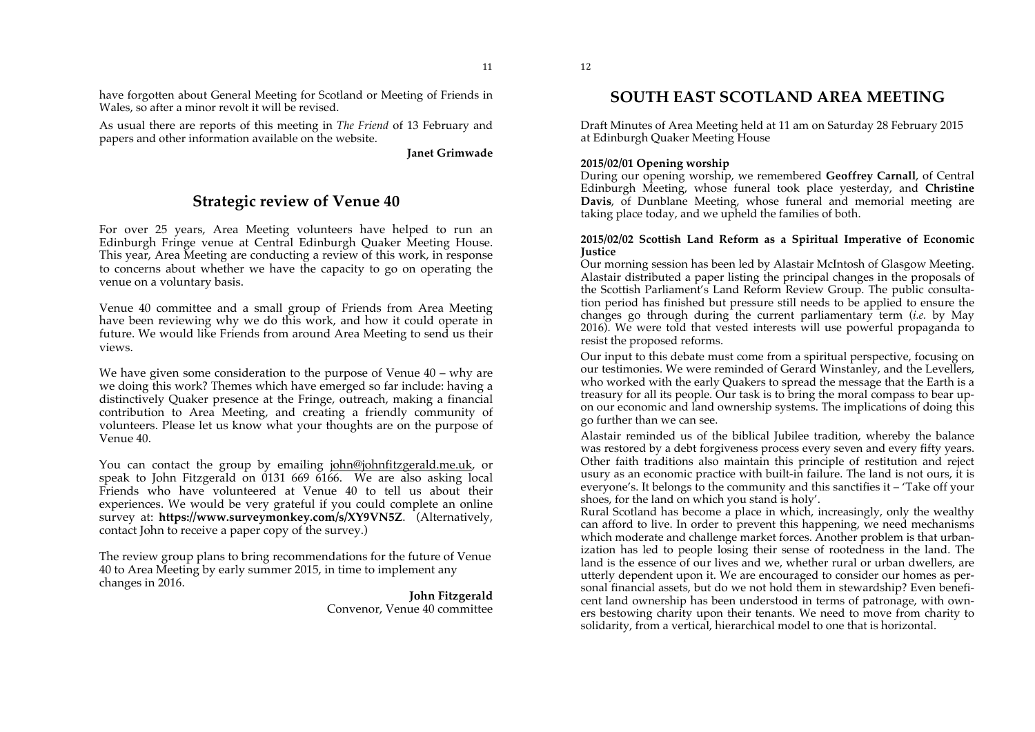have forgotten about General Meeting for Scotland or Meeting of Friends in Wales, so after a minor revolt it will be revised.

As usual there are reports of this meeting in *The Friend* of 13 February and papers and other information available on the website.

**Janet Grimwade**

## Strategic review of Venue 40

For over 25 years, Area Meeting volunteers have helped to run an Edinburgh Fringe venue at Central Edinburgh Quaker Meeting House. This year, Area Meeting are conducting a review of this work, in response to concerns about whether we have the capacity to go on operating the venue on a voluntary basis.

Venue 40 committee and a small group of Friends from Area Meeting have been reviewing why we do this work, and how it could operate in future. We would like Friends from around Area Meeting to send us their views.

We have given some consideration to the purpose of Venue 40 – why are we doing this work? Themes which have emerged so far include: having a distinctively Quaker presence at the Fringe, outreach, making a financial contribution to Area Meeting, and creating a friendly community of volunteers. Please let us know what your thoughts are on the purpose of Venue 40.

You can contact the group by emailing john@johnfitzgerald.me.uk, or speak to John Fitzgerald on 0131 669 6166. We are also asking local Friends who have volunteered at Venue 40 to tell us about their experiences. We would be very grateful if you could complete an online survey at: **https://www.surveymonkey.com/s/XY9VN5Z**. (Alternatively, contact John to receive a paper copy of the survey.)

The review group plans to bring recommendations for the future of Venue 40 to Area Meeting by early summer 2015, in time to implement any changes in 2016.

**John Fitzgerald**
Convenor, Venue 40 committee

# SOUTH EAST SCOTLAND AREA MEETING

Draft Minutes of Area Meeting held at 11 am on Saturday 28 February 2015 at Edinburgh Quaker Meeting House

**2015/02/01 Opening worship**

During our opening worship, we remembered **Geoffrey Carnall**, of Central Edinburgh Meeting, whose funeral took place yesterday, and **Christine Davis**, of Dunblane Meeting, whose funeral and memorial meeting are taking place today, and we upheld the families of both.

**2015/02/02 Scottish Land Reform as a Spiritual Imperative of Economic Justice**

Our morning session has been led by Alastair McIntosh of Glasgow Meeting. Alastair distributed a paper listing the principal changes in the proposals of the Scottish Parliament's Land Reform Review Group. The public consultation period has finished but pressure still needs to be applied to ensure the changes go through during the current parliamentary term (*i.e.* by May 2016). We were told that vested interests will use powerful propaganda to resist the proposed reforms.

Our input to this debate must come from a spiritual perspective, focusing on our testimonies. We were reminded of Gerard Winstanley, and the Levellers, who worked with the early Quakers to spread the message that the Earth is a treasury for all its people. Our task is to bring the moral compass to bear upon our economic and land ownership systems. The implications of doing this go further than we can see.

Alastair reminded us of the biblical Jubilee tradition, whereby the balance was restored by a debt forgiveness process every seven and every fifty years. Other faith traditions also maintain this principle of restitution and reject usury as an economic practice with built-in failure. The land is not ours, it is everyone's. It belongs to the community and this sanctifies it – 'Take off your shoes, for the land on which you stand is holy'.

Rural Scotland has become a place in which, increasingly, only the wealthy can afford to live. In order to prevent this happening, we need mechanisms which moderate and challenge market forces. Another problem is that urbanization has led to people losing their sense of rootedness in the land. The land is the essence of our lives and we, whether rural or urban dwellers, are utterly dependent upon it. We are encouraged to consider our homes as personal financial assets, but do we not hold them in stewardship? Even beneficent land ownership has been understood in terms of patronage, with owners bestowing charity upon their tenants. We need to move from charity to solidarity, from a vertical, hierarchical model to one that is horizontal.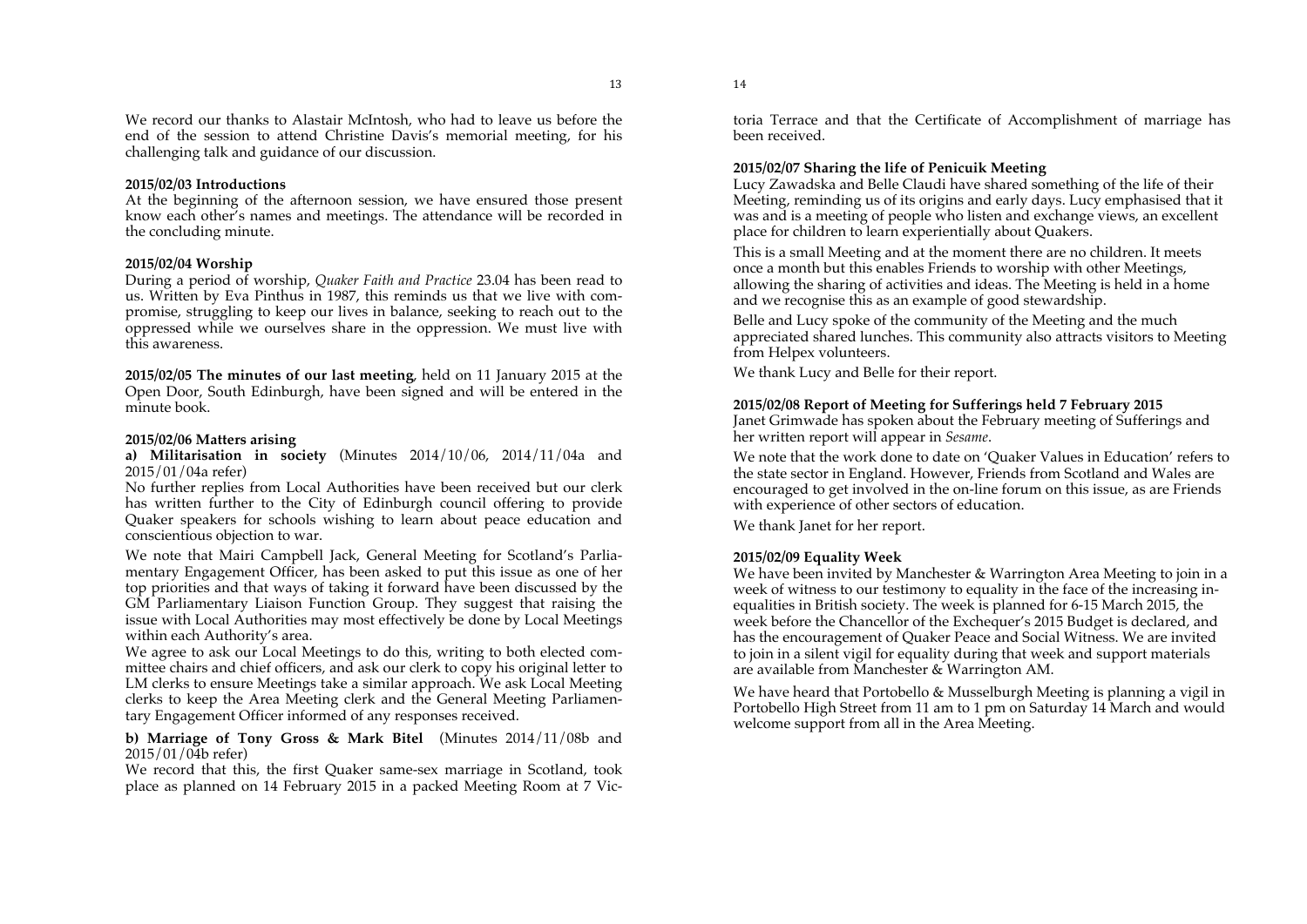We record our thanks to Alastair McIntosh, who had to leave us before the end of the session to attend Christine Davis's memorial meeting, for his challenging talk and guidance of our discussion.

**2015/02/03 Introductions**

At the beginning of the afternoon session, we have ensured those present know each other's names and meetings. The attendance will be recorded in the concluding minute.

**2015/02/04 Worship**

During a period of worship, *Quaker Faith and Practice* 23.04 has been read to us. Written by Eva Pinthus in 1987, this reminds us that we live with compromise, struggling to keep our lives in balance, seeking to reach out to the oppressed while we ourselves share in the oppression. We must live with this awareness.

**2015/02/05 The minutes of our last meeting**, held on 11 January 2015 at the Open Door, South Edinburgh, have been signed and will be entered in the minute book.

**2015/02/06 Matters arising**

**a) Militarisation in society** (Minutes 2014/10/06, 2014/11/04a and 2015/01/04a refer)

No further replies from Local Authorities have been received but our clerk has written further to the City of Edinburgh council offering to provide Quaker speakers for schools wishing to learn about peace education and conscientious objection to war.

We note that Mairi Campbell Jack, General Meeting for Scotland's Parliamentary Engagement Officer, has been asked to put this issue as one of her top priorities and that ways of taking it forward have been discussed by the GM Parliamentary Liaison Function Group. They suggest that raising the issue with Local Authorities may most effectively be done by Local Meetings within each Authority's area.

We agree to ask our Local Meetings to do this, writing to both elected committee chairs and chief officers, and ask our clerk to copy his original letter to LM clerks to ensure Meetings take a similar approach. We ask Local Meeting clerks to keep the Area Meeting clerk and the General Meeting Parliamentary Engagement Officer informed of any responses received.

**b) Marriage of Tony Gross & Mark Bitel** (Minutes 2014/11/08b and 2015/01/04b refer)

We record that this, the first Quaker same-sex marriage in Scotland, took place as planned on 14 February 2015 in a packed Meeting Room at 7 Victoria Terrace and that the Certificate of Accomplishment of marriage has been received.

**2015/02/07 Sharing the life of Penicuik Meeting**

Lucy Zawadska and Belle Claudi have shared something of the life of their Meeting, reminding us of its origins and early days. Lucy emphasised that it was and is a meeting of people who listen and exchange views, an excellent place for children to learn experientially about Quakers.

This is a small Meeting and at the moment there are no children. It meets once a month but this enables Friends to worship with other Meetings, allowing the sharing of activities and ideas. The Meeting is held in a home and we recognise this as an example of good stewardship.

Belle and Lucy spoke of the community of the Meeting and the much appreciated shared lunches. This community also attracts visitors to Meeting from Helpex volunteers.

We thank Lucy and Belle for their report.

**2015/02/08 Report of Meeting for Sufferings held 7 February 2015**

Janet Grimwade has spoken about the February meeting of Sufferings and her written report will appear in *Sesame*.

We note that the work done to date on 'Quaker Values in Education' refers to the state sector in England. However, Friends from Scotland and Wales are encouraged to get involved in the on-line forum on this issue, as are Friends with experience of other sectors of education.

We thank Janet for her report.

**2015/02/09 Equality Week**

We have been invited by Manchester & Warrington Area Meeting to join in a week of witness to our testimony to equality in the face of the increasing inequalities in British society. The week is planned for 6-15 March 2015, the week before the Chancellor of the Exchequer's 2015 Budget is declared, and has the encouragement of Quaker Peace and Social Witness. We are invited to join in a silent vigil for equality during that week and support materials are available from Manchester & Warrington AM.

We have heard that Portobello & Musselburgh Meeting is planning a vigil in Portobello High Street from 11 am to 1 pm on Saturday 14 March and would welcome support from all in the Area Meeting.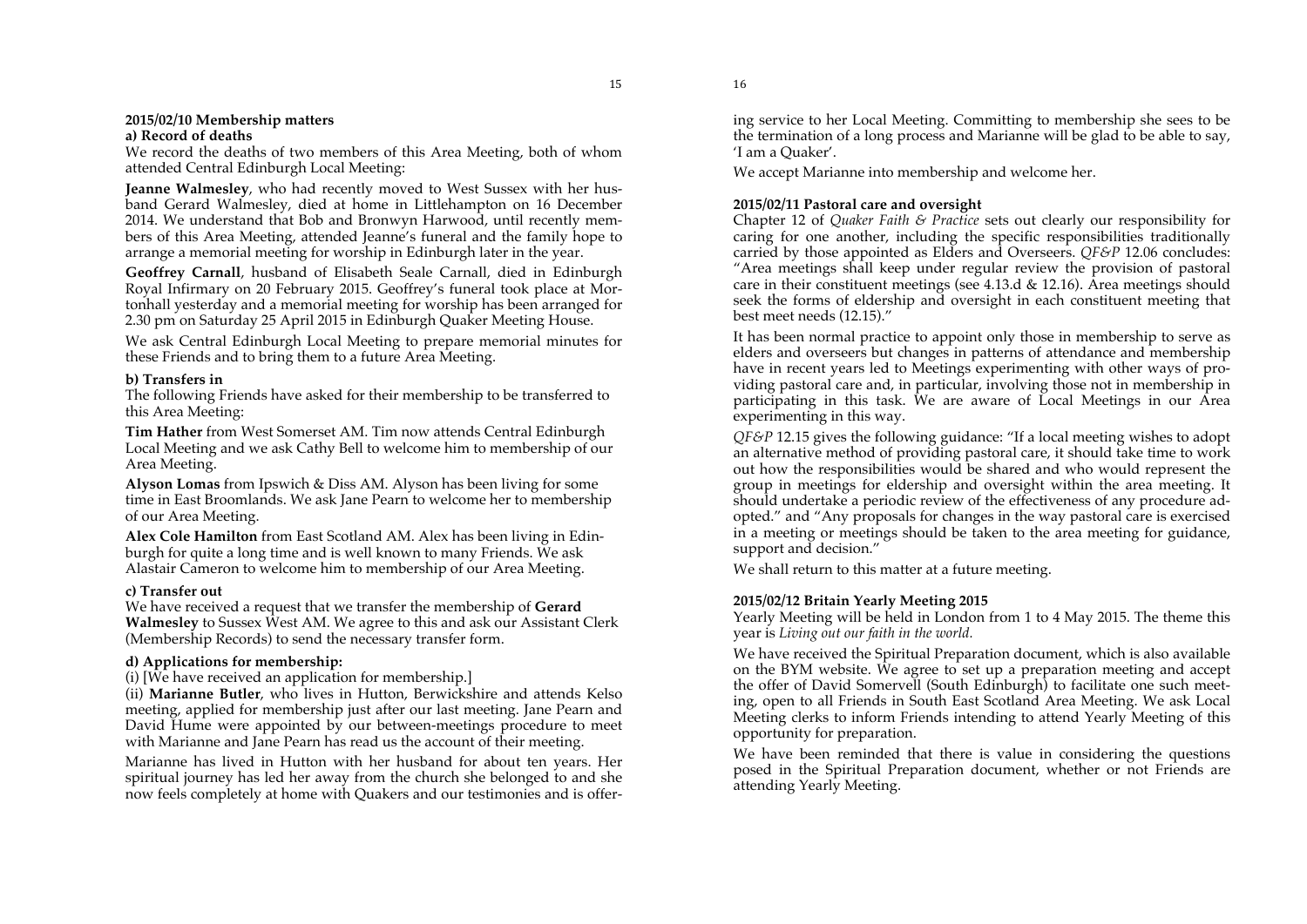### 2015/02/10 Membership matters

**a) Record of deaths**

We record the deaths of two members of this Area Meeting, both of whom attended Central Edinburgh Local Meeting:

**Jeanne Walmesley**, who had recently moved to West Sussex with her husband Gerard Walmesley, died at home in Littlehampton on 16 December 2014. We understand that Bob and Bronwyn Harwood, until recently members of this Area Meeting, attended Jeanne's funeral and the family hope to arrange a memorial meeting for worship in Edinburgh later in the year.

**Geoffrey Carnall**, husband of Elisabeth Seale Carnall, died in Edinburgh Royal Infirmary on 20 February 2015. Geoffrey's funeral took place at Mortonhall yesterday and a memorial meeting for worship has been arranged for 2.30 pm on Saturday 25 April 2015 in Edinburgh Quaker Meeting House.

We ask Central Edinburgh Local Meeting to prepare memorial minutes for these Friends and to bring them to a future Area Meeting.

**b) Transfers in**

The following Friends have asked for their membership to be transferred to this Area Meeting:

**Tim Hather** from West Somerset AM. Tim now attends Central Edinburgh Local Meeting and we ask Cathy Bell to welcome him to membership of our Area Meeting.

**Alyson Lomas** from Ipswich & Diss AM. Alyson has been living for some time in East Broomlands. We ask Jane Pearn to welcome her to membership of our Area Meeting.

**Alex Cole Hamilton** from East Scotland AM. Alex has been living in Edinburgh for quite a long time and is well known to many Friends. We ask Alastair Cameron to welcome him to membership of our Area Meeting.

**c) Transfer out**

We have received a request that we transfer the membership of **Gerard Walmesley** to Sussex West AM. We agree to this and ask our Assistant Clerk (Membership Records) to send the necessary transfer form.

**d) Applications for membership:**

(i) [We have received an application for membership.]

(ii) **Marianne Butler**, who lives in Hutton, Berwickshire and attends Kelso meeting, applied for membership just after our last meeting. Jane Pearn and David Hume were appointed by our between-meetings procedure to meet with Marianne and Jane Pearn has read us the account of their meeting.

Marianne has lived in Hutton with her husband for about ten years. Her spiritual journey has led her away from the church she belonged to and she now feels completely at home with Quakers and our testimonies and is offering service to her Local Meeting. Committing to membership she sees to be the termination of a long process and Marianne will be glad to be able to say, 'I am a Quaker'.

We accept Marianne into membership and welcome her.

### 2015/02/11 Pastoral care and oversight

Chapter 12 of *Quaker Faith & Practice* sets out clearly our responsibility for caring for one another, including the specific responsibilities traditionally carried by those appointed as Elders and Overseers. *QF&P* 12.06 concludes: "Area meetings shall keep under regular review the provision of pastoral care in their constituent meetings (see 4.13.d & 12.16). Area meetings should seek the forms of eldership and oversight in each constituent meeting that best meet needs (12.15)."

It has been normal practice to appoint only those in membership to serve as elders and overseers but changes in patterns of attendance and membership have in recent years led to Meetings experimenting with other ways of providing pastoral care and, in particular, involving those not in membership in participating in this task. We are aware of Local Meetings in our Area experimenting in this way.

*QF&P* 12.15 gives the following guidance: "If a local meeting wishes to adopt an alternative method of providing pastoral care, it should take time to work out how the responsibilities would be shared and who would represent the group in meetings for eldership and oversight within the area meeting. It should undertake a periodic review of the effectiveness of any procedure adopted." and "Any proposals for changes in the way pastoral care is exercised in a meeting or meetings should be taken to the area meeting for guidance, support and decision."

We shall return to this matter at a future meeting.

### 2015/02/12 Britain Yearly Meeting 2015

Yearly Meeting will be held in London from 1 to 4 May 2015. The theme this year is *Living out our faith in the world.*

We have received the Spiritual Preparation document, which is also available on the BYM website. We agree to set up a preparation meeting and accept the offer of David Somervell (South Edinburgh) to facilitate one such meeting, open to all Friends in South East Scotland Area Meeting. We ask Local Meeting clerks to inform Friends intending to attend Yearly Meeting of this opportunity for preparation.

We have been reminded that there is value in considering the questions posed in the Spiritual Preparation document, whether or not Friends are attending Yearly Meeting.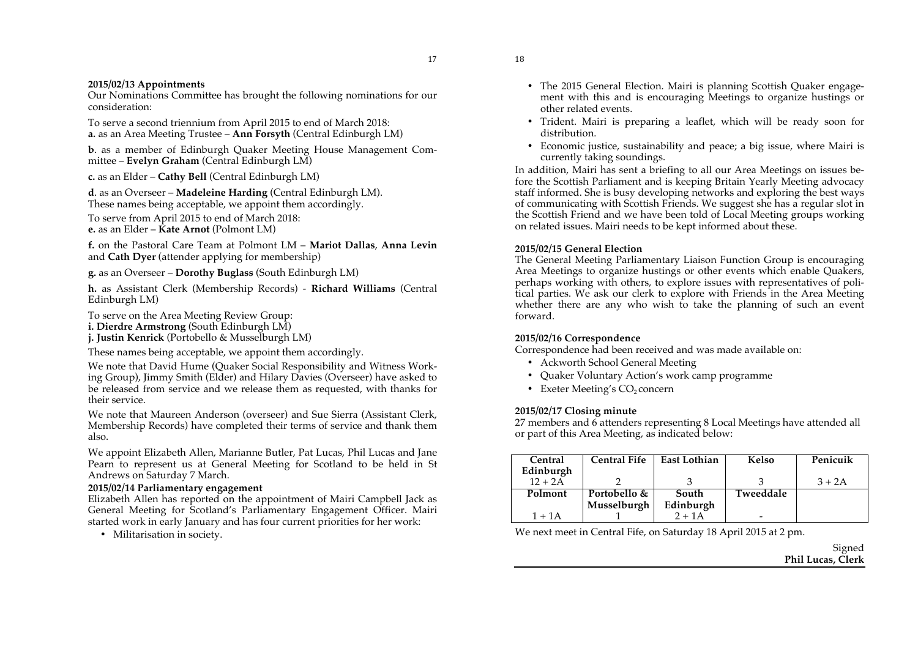**2015/02/13 Appointments**

Our Nominations Committee has brought the following nominations for our consideration:

To serve a second triennium from April 2015 to end of March 2018:
**a.** as an Area Meeting Trustee – **Ann Forsyth** (Central Edinburgh LM)

**b**. as a member of Edinburgh Quaker Meeting House Management Committee – **Evelyn Graham** (Central Edinburgh LM)

**c.** as an Elder – **Cathy Bell** (Central Edinburgh LM)

**d**. as an Overseer – **Madeleine Harding** (Central Edinburgh LM).
These names being acceptable, we appoint them accordingly.

To serve from April 2015 to end of March 2018:
**e.** as an Elder – **Kate Arnot** (Polmont LM)

**f.** on the Pastoral Care Team at Polmont LM – **Mariot Dallas**, **Anna Levin** and **Cath Dyer** (attender applying for membership)

**g.** as an Overseer – **Dorothy Buglass** (South Edinburgh LM)

**h.** as Assistant Clerk (Membership Records) - **Richard Williams** (Central Edinburgh LM)

To serve on the Area Meeting Review Group:
**i. Dierdre Armstrong** (South Edinburgh LM)
**j. Justin Kenrick** (Portobello & Musselburgh LM)

These names being acceptable, we appoint them accordingly.

We note that David Hume (Quaker Social Responsibility and Witness Working Group), Jimmy Smith (Elder) and Hilary Davies (Overseer) have asked to be released from service and we release them as requested, with thanks for their service.

We note that Maureen Anderson (overseer) and Sue Sierra (Assistant Clerk, Membership Records) have completed their terms of service and thank them also.

We appoint Elizabeth Allen, Marianne Butler, Pat Lucas, Phil Lucas and Jane Pearn to represent us at General Meeting for Scotland to be held in St Andrews on Saturday 7 March.

**2015/02/14 Parliamentary engagement**

Elizabeth Allen has reported on the appointment of Mairi Campbell Jack as General Meeting for Scotland's Parliamentary Engagement Officer. Mairi started work in early January and has four current priorities for her work:

- Militarisation in society.
- The 2015 General Election. Mairi is planning Scottish Quaker engagement with this and is encouraging Meetings to organize hustings or other related events.
- Trident. Mairi is preparing a leaflet, which will be ready soon for distribution.
- Economic justice, sustainability and peace; a big issue, where Mairi is currently taking soundings.

In addition, Mairi has sent a briefing to all our Area Meetings on issues before the Scottish Parliament and is keeping Britain Yearly Meeting advocacy staff informed. She is busy developing networks and exploring the best ways of communicating with Scottish Friends. We suggest she has a regular slot in the Scottish Friend and we have been told of Local Meeting groups working on related issues. Mairi needs to be kept informed about these.

**2015/02/15 General Election**

The General Meeting Parliamentary Liaison Function Group is encouraging Area Meetings to organize hustings or other events which enable Quakers, perhaps working with others, to explore issues with representatives of political parties. We ask our clerk to explore with Friends in the Area Meeting whether there are any who wish to take the planning of such an event forward.

**2015/02/16 Correspondence**

Correspondence had been received and was made available on:

- Ackworth School General Meeting
- Quaker Voluntary Action's work camp programme
- Exeter Meeting's $CO_2$ concern

**2015/02/17 Closing minute**

27 members and 6 attenders representing 8 Local Meetings have attended all or part of this Area Meeting, as indicated below:

| Central Edinburgh | Central Fife | East Lothian | Kelso | Penicuik |
|---|---|---|---|---|
| 12 + 2A | 2 | 3 | 3 | 3 + 2A |
| **Polmont** | **Portobello & Musselburgh** | **South Edinburgh** | **Tweeddale** | |
| 1 + 1A | 1 | 2 + 1A | - | |

We next meet in Central Fife, on Saturday 18 April 2015 at 2 pm.

Signed
**Phil Lucas, Clerk**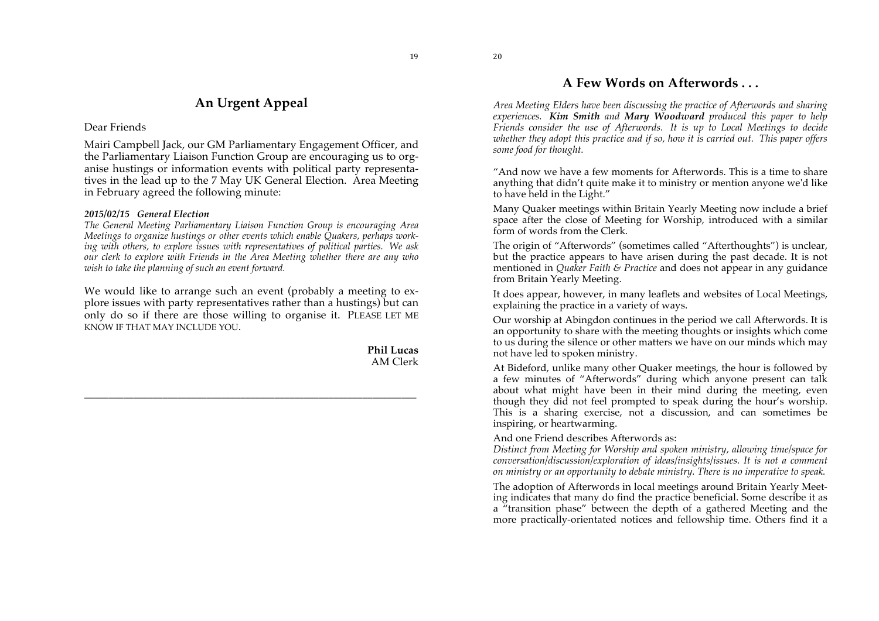## An Urgent Appeal

Dear Friends

Mairi Campbell Jack, our GM Parliamentary Engagement Officer, and the Parliamentary Liaison Function Group are encouraging us to organise hustings or information events with political party representatives in the lead up to the 7 May UK General Election. Area Meeting in February agreed the following minute:

***2015/02/15 General Election***
*The General Meeting Parliamentary Liaison Function Group is encouraging Area Meetings to organize hustings or other events which enable Quakers, perhaps working with others, to explore issues with representatives of political parties. We ask our clerk to explore with Friends in the Area Meeting whether there are any who wish to take the planning of such an event forward.*

We would like to arrange such an event (probably a meeting to explore issues with party representatives rather than a hustings) but can only do so if there are those willing to organise it. PLEASE LET ME KNOW IF THAT MAY INCLUDE YOU.

**Phil Lucas**
AM Clerk

---

## A Few Words on Afterwords . . .

*Area Meeting Elders have been discussing the practice of Afterwords and sharing experiences.* ***Kim Smith*** *and* ***Mary Woodward*** *produced this paper to help Friends consider the use of Afterwords. It is up to Local Meetings to decide whether they adopt this practice and if so, how it is carried out. This paper offers some food for thought.*

"And now we have a few moments for Afterwords. This is a time to share anything that didn't quite make it to ministry or mention anyone we'd like to have held in the Light."

Many Quaker meetings within Britain Yearly Meeting now include a brief space after the close of Meeting for Worship, introduced with a similar form of words from the Clerk.

The origin of "Afterwords" (sometimes called "Afterthoughts") is unclear, but the practice appears to have arisen during the past decade. It is not mentioned in *Quaker Faith & Practice* and does not appear in any guidance from Britain Yearly Meeting.

It does appear, however, in many leaflets and websites of Local Meetings, explaining the practice in a variety of ways.

Our worship at Abingdon continues in the period we call Afterwords. It is an opportunity to share with the meeting thoughts or insights which come to us during the silence or other matters we have on our minds which may not have led to spoken ministry.

At Bideford, unlike many other Quaker meetings, the hour is followed by a few minutes of "Afterwords" during which anyone present can talk about what might have been in their mind during the meeting, even though they did not feel prompted to speak during the hour's worship. This is a sharing exercise, not a discussion, and can sometimes be inspiring, or heartwarming.

And one Friend describes Afterwords as:
*Distinct from Meeting for Worship and spoken ministry, allowing time/space for conversation/discussion/exploration of ideas/insights/issues. It is not a comment on ministry or an opportunity to debate ministry. There is no imperative to speak.*

The adoption of Afterwords in local meetings around Britain Yearly Meeting indicates that many do find the practice beneficial. Some describe it as a "transition phase" between the depth of a gathered Meeting and the more practically-orientated notices and fellowship time. Others find it a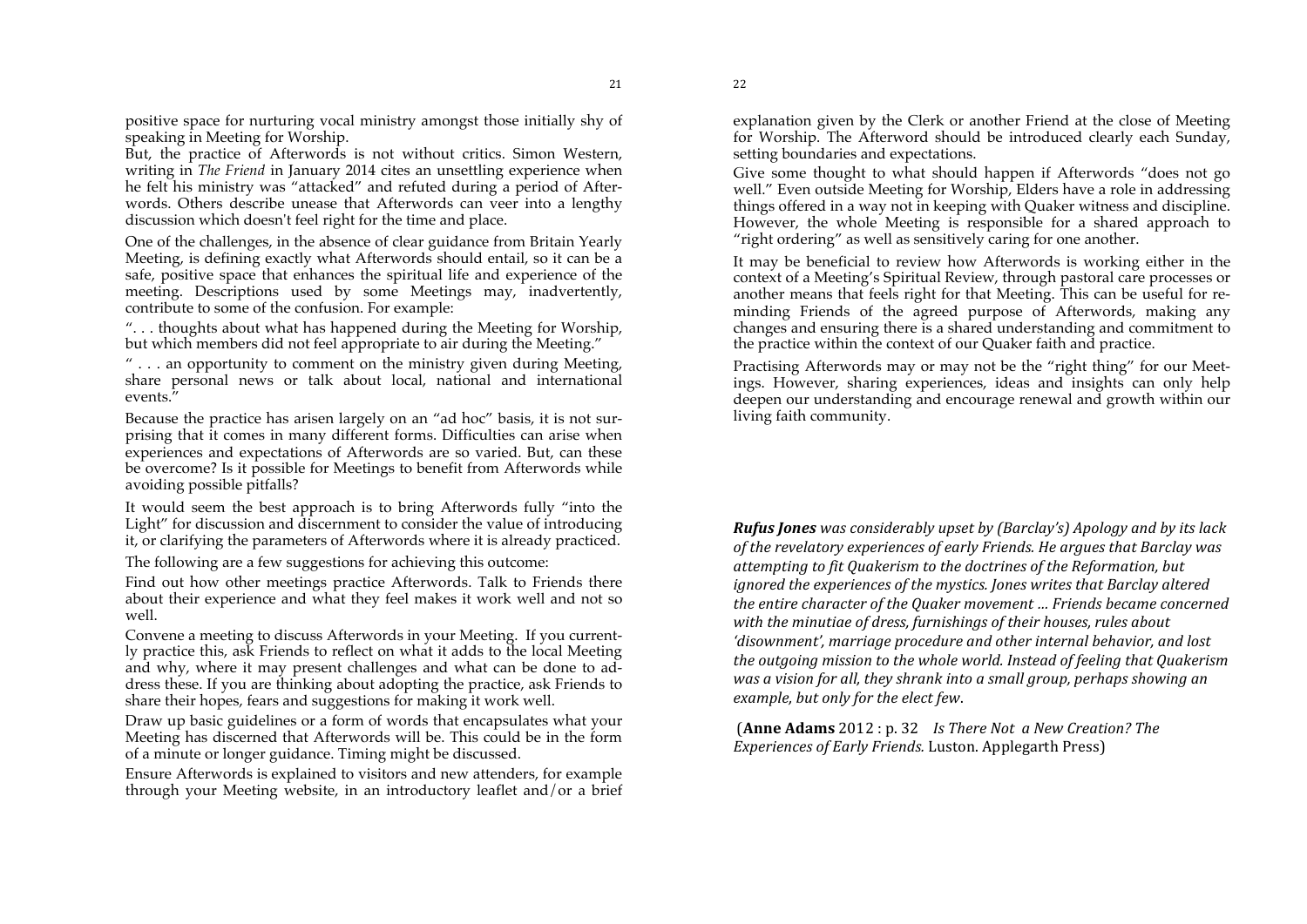positive space for nurturing vocal ministry amongst those initially shy of speaking in Meeting for Worship.

But, the practice of Afterwords is not without critics. Simon Western, writing in *The Friend* in January 2014 cites an unsettling experience when he felt his ministry was "attacked" and refuted during a period of Afterwords. Others describe unease that Afterwords can veer into a lengthy discussion which doesn't feel right for the time and place.

One of the challenges, in the absence of clear guidance from Britain Yearly Meeting, is defining exactly what Afterwords should entail, so it can be a safe, positive space that enhances the spiritual life and experience of the meeting. Descriptions used by some Meetings may, inadvertently, contribute to some of the confusion. For example:

". . . thoughts about what has happened during the Meeting for Worship, but which members did not feel appropriate to air during the Meeting."

" . . . an opportunity to comment on the ministry given during Meeting, share personal news or talk about local, national and international events."

Because the practice has arisen largely on an "ad hoc" basis, it is not surprising that it comes in many different forms. Difficulties can arise when experiences and expectations of Afterwords are so varied. But, can these be overcome? Is it possible for Meetings to benefit from Afterwords while avoiding possible pitfalls?

It would seem the best approach is to bring Afterwords fully "into the Light" for discussion and discernment to consider the value of introducing it, or clarifying the parameters of Afterwords where it is already practiced.

The following are a few suggestions for achieving this outcome:

Find out how other meetings practice Afterwords. Talk to Friends there about their experience and what they feel makes it work well and not so well.

Convene a meeting to discuss Afterwords in your Meeting. If you currently practice this, ask Friends to reflect on what it adds to the local Meeting and why, where it may present challenges and what can be done to address these. If you are thinking about adopting the practice, ask Friends to share their hopes, fears and suggestions for making it work well.

Draw up basic guidelines or a form of words that encapsulates what your Meeting has discerned that Afterwords will be. This could be in the form of a minute or longer guidance. Timing might be discussed.

Ensure Afterwords is explained to visitors and new attenders, for example through your Meeting website, in an introductory leaflet and/or a brief explanation given by the Clerk or another Friend at the close of Meeting for Worship. The Afterword should be introduced clearly each Sunday, setting boundaries and expectations.

Give some thought to what should happen if Afterwords "does not go well." Even outside Meeting for Worship, Elders have a role in addressing things offered in a way not in keeping with Quaker witness and discipline. However, the whole Meeting is responsible for a shared approach to "right ordering" as well as sensitively caring for one another.

It may be beneficial to review how Afterwords is working either in the context of a Meeting's Spiritual Review, through pastoral care processes or another means that feels right for that Meeting. This can be useful for reminding Friends of the agreed purpose of Afterwords, making any changes and ensuring there is a shared understanding and commitment to the practice within the context of our Quaker faith and practice.

Practising Afterwords may or may not be the "right thing" for our Meetings. However, sharing experiences, ideas and insights can only help deepen our understanding and encourage renewal and growth within our living faith community.

***Rufus Jones** was considerably upset by (Barclay's) Apology and by its lack of the revelatory experiences of early Friends. He argues that Barclay was attempting to fit Quakerism to the doctrines of the Reformation, but ignored the experiences of the mystics. Jones writes that Barclay altered the entire character of the Quaker movement ... Friends became concerned with the minutiae of dress, furnishings of their houses, rules about 'disownment', marriage procedure and other internal behavior, and lost the outgoing mission to the whole world. Instead of feeling that Quakerism was a vision for all, they shrank into a small group, perhaps showing an example, but only for the elect few.*

(**Anne Adams** 2012 : p. 32 *Is There Not a New Creation? The Experiences of Early Friends.* Luston. Applegarth Press)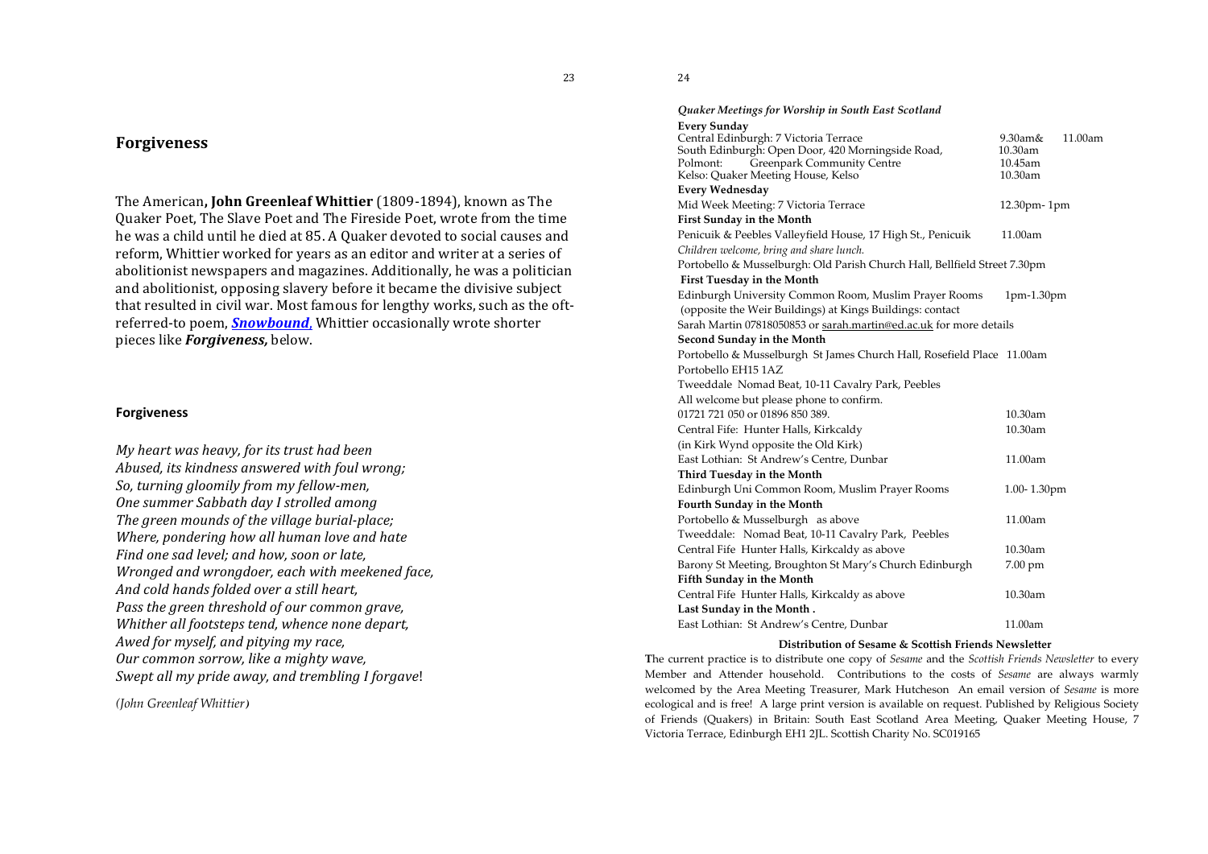## Forgiveness

The American**, John Greenleaf Whittier** (1809-1894), known as The Quaker Poet, The Slave Poet and The Fireside Poet, wrote from the time he was a child until he died at 85. A Quaker devoted to social causes and reform, Whittier worked for years as an editor and writer at a series of abolitionist newspapers and magazines. Additionally, he was a politician and abolitionist, opposing slavery before it became the divisive subject that resulted in civil war. Most famous for lengthy works, such as the oft-referred-to poem, ***Snowbound***, Whittier occasionally wrote shorter pieces like ***Forgiveness,*** below.

### Forgiveness

*My heart was heavy, for its trust had been*
*Abused, its kindness answered with foul wrong;*
*So, turning gloomily from my fellow-men,*
*One summer Sabbath day I strolled among*
*The green mounds of the village burial-place;*
*Where, pondering how all human love and hate*
*Find one sad level; and how, soon or late,*
*Wronged and wrongdoer, each with meekened face,*
*And cold hands folded over a still heart,*
*Pass the green threshold of our common grave,*
*Whither all footsteps tend, whence none depart,*
*Awed for myself, and pitying my race,*
*Our common sorrow, like a mighty wave,*
*Swept all my pride away, and trembling I forgave*!

*(John Greenleaf Whittier)*

***Quaker Meetings for Worship in South East Scotland***

| | |
|---|---|
| **Every Sunday** | |
| Central Edinburgh: 7 Victoria Terrace | 9.30am& 11.00am |
| South Edinburgh: Open Door, 420 Morningside Road, | 10.30am |
| Polmont: Greenpark Community Centre | 10.45am |
| Kelso: Quaker Meeting House, Kelso | 10.30am |
| **Every Wednesday** | |
| Mid Week Meeting: 7 Victoria Terrace | 12.30pm- 1pm |
| **First Sunday in the Month** | |
| Penicuik & Peebles Valleyfield House, 17 High St., Penicuik | 11.00am |
| *Children welcome, bring and share lunch.* | |
| Portobello & Musselburgh: Old Parish Church Hall, Bellfield Street | 7.30pm |
| **First Tuesday in the Month** | |
| Edinburgh University Common Room, Muslim Prayer Rooms (opposite the Weir Buildings) at Kings Buildings: contact Sarah Martin 07818050853 or sarah.martin@ed.ac.uk for more details | 1pm-1.30pm |
| **Second Sunday in the Month** | |
| Portobello & Musselburgh St James Church Hall, Rosefield Place Portobello EH15 1AZ | 11.00am |
| Tweeddale Nomad Beat, 10-11 Cavalry Park, Peebles All welcome but please phone to confirm. 01721 721 050 or 01896 850 389. | 10.30am |
| Central Fife: Hunter Halls, Kirkcaldy (in Kirk Wynd opposite the Old Kirk) | 10.30am |
| East Lothian: St Andrew's Centre, Dunbar | 11.00am |
| **Third Tuesday in the Month** | |
| Edinburgh Uni Common Room, Muslim Prayer Rooms | 1.00- 1.30pm |
| **Fourth Sunday in the Month** | |
| Portobello & Musselburgh as above | 11.00am |
| Tweeddale: Nomad Beat, 10-11 Cavalry Park, Peebles | |
| Central Fife Hunter Halls, Kirkcaldy as above | 10.30am |
| Barony St Meeting, Broughton St Mary's Church Edinburgh | 7.00 pm |
| **Fifth Sunday in the Month** | |
| Central Fife Hunter Halls, Kirkcaldy as above | 10.30am |
| **Last Sunday in the Month .** | |
| East Lothian: St Andrew's Centre, Dunbar | 11.00am |

**Distribution of Sesame & Scottish Friends Newsletter**

The current practice is to distribute one copy of *Sesame* and the *Scottish Friends Newsletter* to every Member and Attender household. Contributions to the costs of *Sesame* are always warmly welcomed by the Area Meeting Treasurer, Mark Hutcheson An email version of *Sesame* is more ecological and is free! A large print version is available on request. Published by Religious Society of Friends (Quakers) in Britain: South East Scotland Area Meeting, Quaker Meeting House, 7 Victoria Terrace, Edinburgh EH1 2JL. Scottish Charity No. SC019165